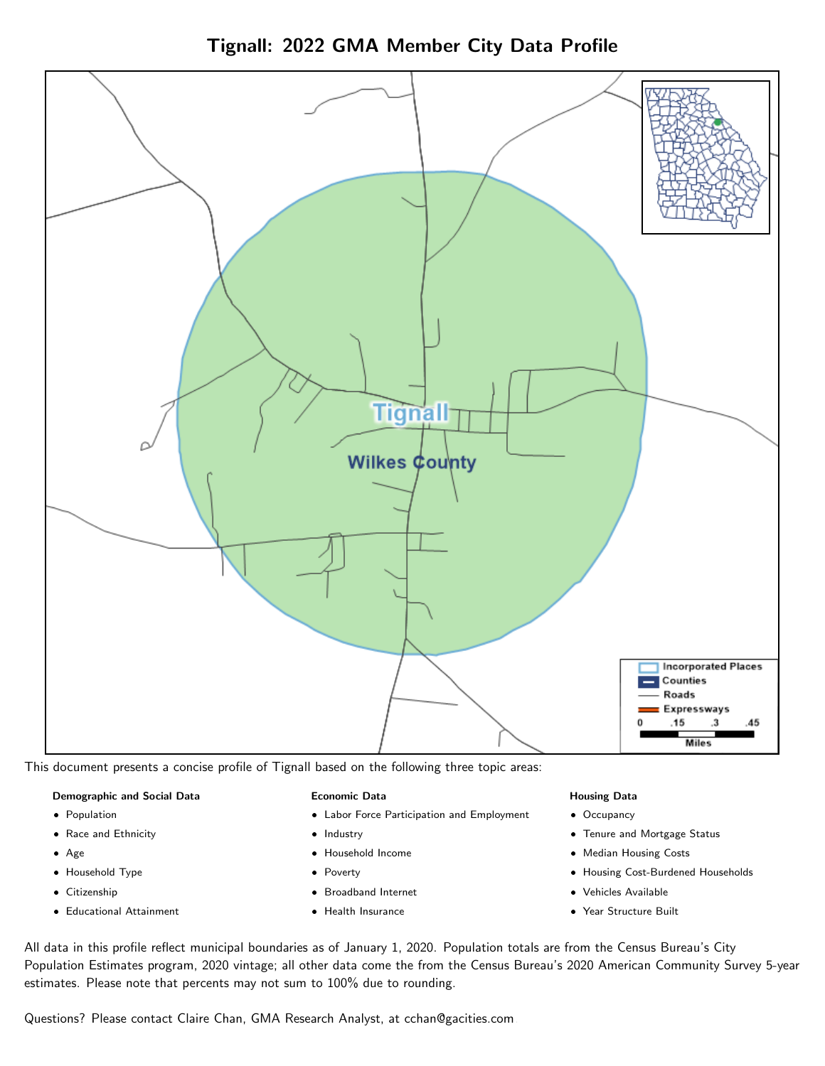# Tignall: 2022 GMA Member City Data Profile

This document presents a concise profile of Tignall based on the following three topic areas:

**Demographic and Social Data**

- Population
- Race and Ethnicity
- Age
- Household Type
- Citizenship
- Educational Attainment

**Economic Data**

- Labor Force Participation and Employment
- Industry
- Household Income
- Poverty
- Broadband Internet
- Health Insurance

**Housing Data**

- Occupancy
- Tenure and Mortgage Status
- Median Housing Costs
- Housing Cost-Burdened Households
- Vehicles Available
- Year Structure Built

All data in this profile reflect municipal boundaries as of January 1, 2020. Population totals are from the Census Bureau's City Population Estimates program, 2020 vintage; all other data come the from the Census Bureau's 2020 American Community Survey 5-year estimates. Please note that percents may not sum to 100% due to rounding.

Questions? Please contact Claire Chan, GMA Research Analyst, at cchan@gacities.com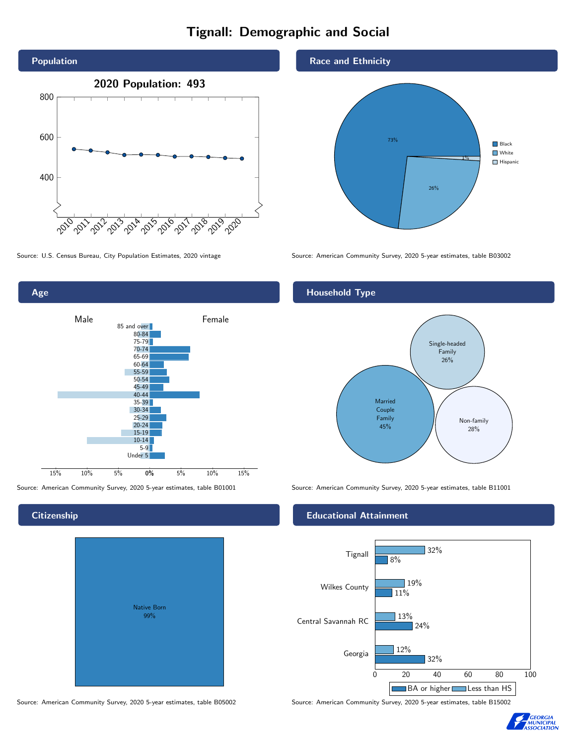# Tignall: Demographic and Social

## Population

**2020 Population: 493**

Source: U.S. Census Bureau, City Population Estimates, 2020 vintage

## Race and Ethnicity

| Race/Ethnicity | Percent |
|---|---|
| Black | 73% |
| White | 26% |
| Hispanic | 1% |

Source: American Community Survey, 2020 5-year estimates, table B03002

## Age

Male / Female

Source: American Community Survey, 2020 5-year estimates, table B01001

## Household Type

| Household Type | Percent |
|---|---|
| Married Couple Family | 45% |
| Single-headed Family | 26% |
| Non-family | 28% |

Source: American Community Survey, 2020 5-year estimates, table B11001

## Citizenship

Native Born 99%

Source: American Community Survey, 2020 5-year estimates, table B05002

## Educational Attainment

| | Less than HS | BA or higher |
|---|---|---|
| Tignall | 32% | 8% |
| Wilkes County | 19% | 11% |
| Central Savannah RC | 13% | 24% |
| Georgia | 12% | 32% |

Source: American Community Survey, 2020 5-year estimates, table B15002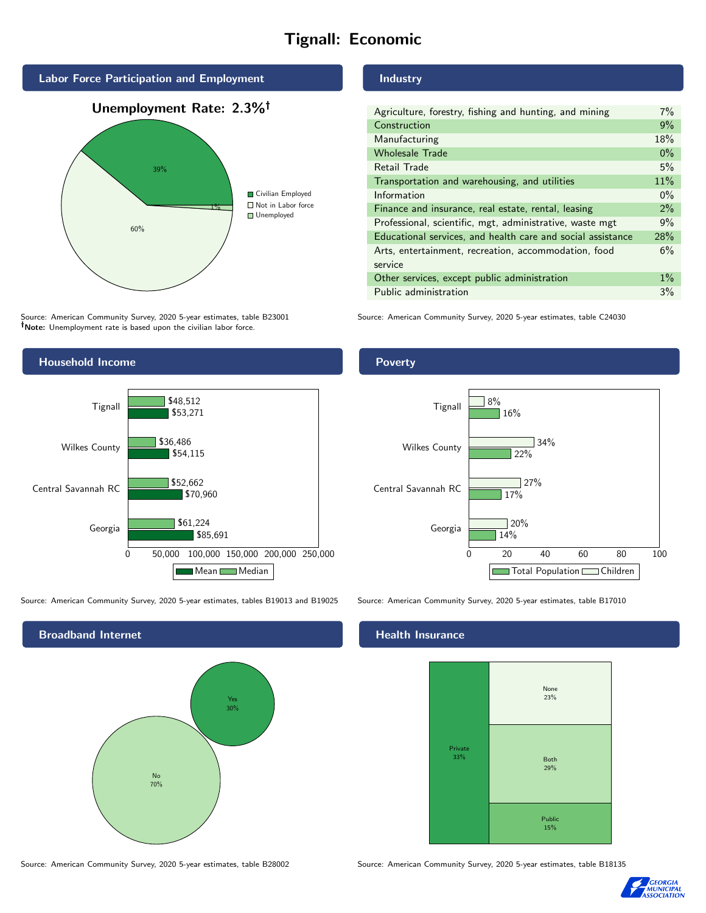# Tignall: Economic

## Labor Force Participation and Employment

**Unemployment Rate: 2.3%†**

| Category | Percent |
|---|---|
| Civilian Employed | 39% |
| Not in Labor force | 60% |
| Unemployed | 1% |

Source: American Community Survey, 2020 5-year estimates, table B23001
**†Note:** Unemployment rate is based upon the civilian labor force.

## Industry

| Industry | Percent |
|---|---|
| Agriculture, forestry, fishing and hunting, and mining | 7% |
| Construction | 9% |
| Manufacturing | 18% |
| Wholesale Trade | 0% |
| Retail Trade | 5% |
| Transportation and warehousing, and utilities | 11% |
| Information | 0% |
| Finance and insurance, real estate, rental, leasing | 2% |
| Professional, scientific, mgt, administrative, waste mgt | 9% |
| Educational services, and health care and social assistance | 28% |
| Arts, entertainment, recreation, accommodation, food service | 6% |
| Other services, except public administration | 1% |
| Public administration | 3% |

Source: American Community Survey, 2020 5-year estimates, table C24030

## Household Income

| Area | Median | Mean |
|---|---|---|
| Tignall | $48,512 | $53,271 |
| Wilkes County | $36,486 | $54,115 |
| Central Savannah RC | $52,662 | $70,960 |
| Georgia | $61,224 | $85,691 |

Source: American Community Survey, 2020 5-year estimates, tables B19013 and B19025

## Poverty

| Area | Children | Total Population |
|---|---|---|
| Tignall | 8% | 16% |
| Wilkes County | 34% | 22% |
| Central Savannah RC | 27% | 17% |
| Georgia | 20% | 14% |

Source: American Community Survey, 2020 5-year estimates, table B17010

## Broadband Internet

| Response | Percent |
|---|---|
| Yes | 30% |
| No | 70% |

Source: American Community Survey, 2020 5-year estimates, table B28002

## Health Insurance

| Type | Percent |
|---|---|
| Private | 33% |
| None | 23% |
| Both | 29% |
| Public | 15% |

Source: American Community Survey, 2020 5-year estimates, table B18135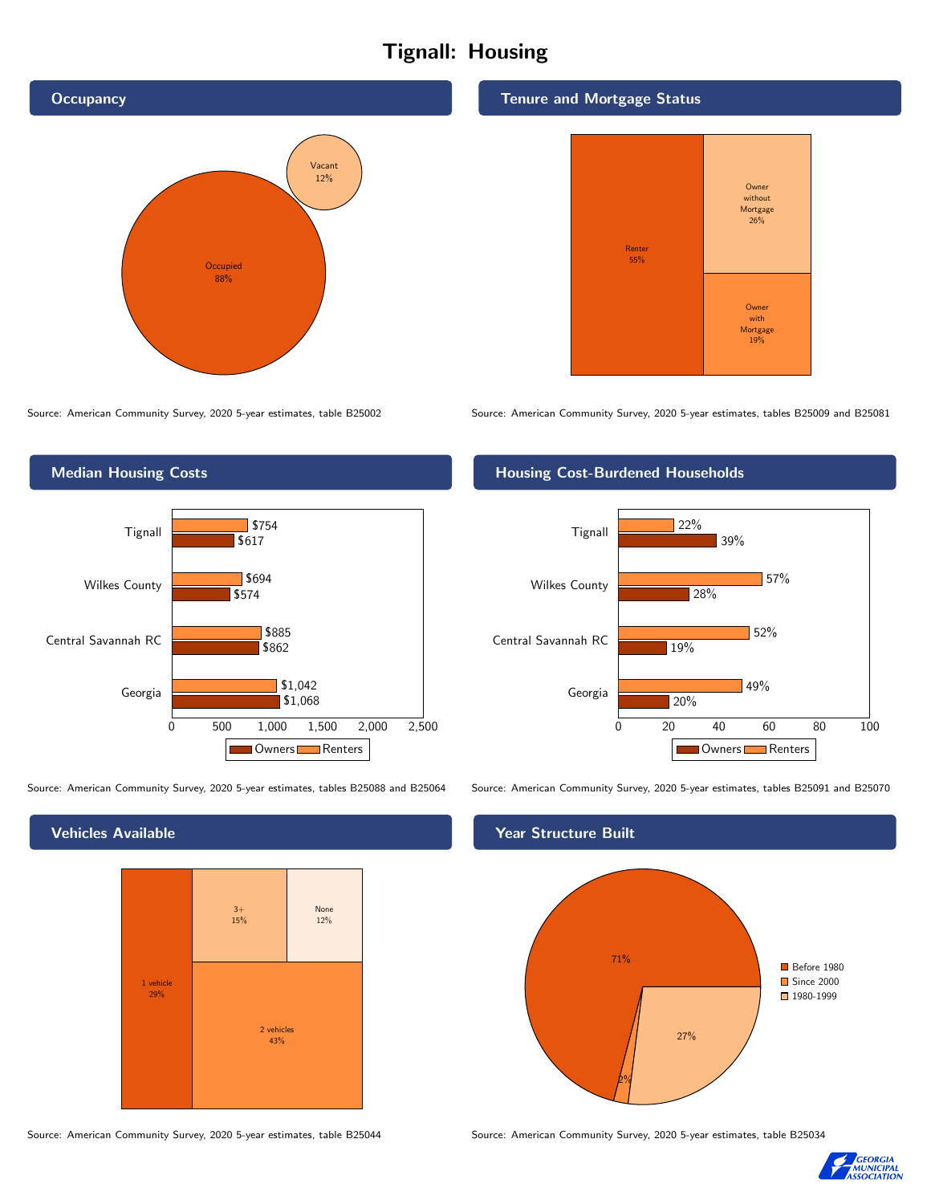# Tignall: Housing

## Occupancy

Vacant
12%

Occupied
88%

Source: American Community Survey, 2020 5-year estimates, table B25002

## Tenure and Mortgage Status

Renter
55%

Owner without Mortgage
26%

Owner with Mortgage
19%

Source: American Community Survey, 2020 5-year estimates, tables B25009 and B25081

## Median Housing Costs

Tignall
$754
$617

Wilkes County
$694
$574

Central Savannah RC
$885
$862

Georgia
$1,042
$1,068

0 500 1,000 1,500 2,000 2,500

Owners Renters

Source: American Community Survey, 2020 5-year estimates, tables B25088 and B25064

## Housing Cost-Burdened Households

Tignall
22%
39%

Wilkes County
57%
28%

Central Savannah RC
52%
19%

Georgia
49%
20%

0 20 40 60 80 100

Owners Renters

Source: American Community Survey, 2020 5-year estimates, tables B25091 and B25070

## Vehicles Available

1 vehicle
29%

3+
15%

None
12%

2 vehicles
43%

Source: American Community Survey, 2020 5-year estimates, table B25044

## Year Structure Built

71%

27%

2%

Before 1980
Since 2000
1980-1999

Source: American Community Survey, 2020 5-year estimates, table B25034